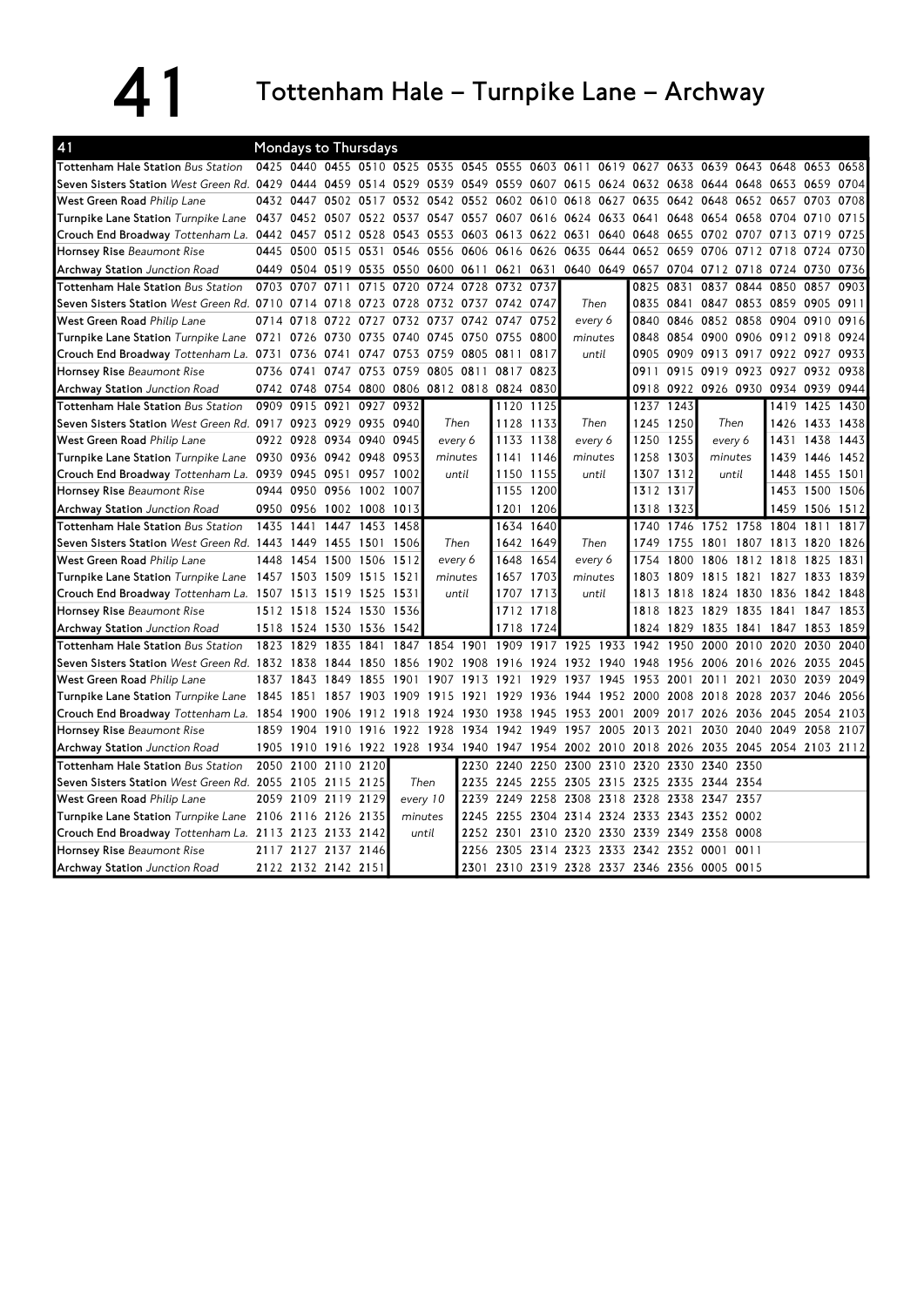# 41 Tottenham Hale – Turnpike Lane – Archway

**41 — Mondays to Thursdays**

| Stop | | | | | | | | | | | | | | | | | | |
|---|---|---|---|---|---|---|---|---|---|---|---|---|---|---|---|---|---|---|
| Tottenham Hale Station *Bus Station* | 0425 | 0440 | 0455 | 0510 | 0525 | 0535 | 0545 | 0555 | 0603 | 0611 | 0619 | 0627 | 0633 | 0639 | 0643 | 0648 | 0653 | 0658 |
| Seven Sisters Station *West Green Rd.* | 0429 | 0444 | 0459 | 0514 | 0529 | 0539 | 0549 | 0559 | 0607 | 0615 | 0624 | 0632 | 0638 | 0644 | 0648 | 0653 | 0659 | 0704 |
| West Green Road *Philip Lane* | 0432 | 0447 | 0502 | 0517 | 0532 | 0542 | 0552 | 0602 | 0610 | 0618 | 0627 | 0635 | 0642 | 0648 | 0652 | 0657 | 0703 | 0708 |
| Turnpike Lane Station *Turnpike Lane* | 0437 | 0452 | 0507 | 0522 | 0537 | 0547 | 0557 | 0607 | 0616 | 0624 | 0633 | 0641 | 0648 | 0654 | 0658 | 0704 | 0710 | 0715 |
| Crouch End Broadway *Tottenham La.* | 0442 | 0457 | 0512 | 0528 | 0543 | 0553 | 0603 | 0613 | 0622 | 0631 | 0640 | 0648 | 0655 | 0702 | 0707 | 0713 | 0719 | 0725 |
| Hornsey Rise *Beaumont Rise* | 0445 | 0500 | 0515 | 0531 | 0546 | 0556 | 0606 | 0616 | 0626 | 0635 | 0644 | 0652 | 0659 | 0706 | 0712 | 0718 | 0724 | 0730 |
| Archway Station *Junction Road* | 0449 | 0504 | 0519 | 0535 | 0550 | 0600 | 0611 | 0621 | 0631 | 0640 | 0649 | 0657 | 0704 | 0712 | 0718 | 0724 | 0730 | 0736 |

| Stop | | | | | | | | | | | | | | | | | |
|---|---|---|---|---|---|---|---|---|---|---|---|---|---|---|---|---|---|
| Tottenham Hale Station *Bus Station* | 0703 | 0707 | 0711 | 0715 | 0720 | 0724 | 0728 | 0732 | 0737 | Then every 6 minutes until | 0825 | 0831 | 0837 | 0844 | 0850 | 0857 | 0903 |
| Seven Sisters Station *West Green Rd.* | 0710 | 0714 | 0718 | 0723 | 0728 | 0732 | 0737 | 0742 | 0747 | | 0835 | 0841 | 0847 | 0853 | 0859 | 0905 | 0911 |
| West Green Road *Philip Lane* | 0714 | 0718 | 0722 | 0727 | 0732 | 0737 | 0742 | 0747 | 0752 | | 0840 | 0846 | 0852 | 0858 | 0904 | 0910 | 0916 |
| Turnpike Lane Station *Turnpike Lane* | 0721 | 0726 | 0730 | 0735 | 0740 | 0745 | 0750 | 0755 | 0800 | | 0848 | 0854 | 0900 | 0906 | 0912 | 0918 | 0924 |
| Crouch End Broadway *Tottenham La.* | 0731 | 0736 | 0741 | 0747 | 0753 | 0759 | 0805 | 0811 | 0817 | | 0905 | 0909 | 0913 | 0917 | 0922 | 0927 | 0933 |
| Hornsey Rise *Beaumont Rise* | 0736 | 0741 | 0747 | 0753 | 0759 | 0805 | 0811 | 0817 | 0823 | | 0911 | 0915 | 0919 | 0923 | 0927 | 0932 | 0938 |
| Archway Station *Junction Road* | 0742 | 0748 | 0754 | 0800 | 0806 | 0812 | 0818 | 0824 | 0830 | | 0918 | 0922 | 0926 | 0930 | 0934 | 0939 | 0944 |

| Stop | | | | | | | | | | | | | | | | |
|---|---|---|---|---|---|---|---|---|---|---|---|---|---|---|---|---|
| Tottenham Hale Station *Bus Station* | 0909 | 0915 | 0921 | 0927 | 0932 | Then every 6 minutes until | 1120 | 1125 | Then every 6 minutes until | 1237 | 1243 | Then every 6 minutes until | 1419 | 1425 | 1430 |
| Seven Sisters Station *West Green Rd.* | 0917 | 0923 | 0929 | 0935 | 0940 | | 1128 | 1133 | | 1245 | 1250 | | 1426 | 1433 | 1438 |
| West Green Road *Philip Lane* | 0922 | 0928 | 0934 | 0940 | 0945 | | 1133 | 1138 | | 1250 | 1255 | | 1431 | 1438 | 1443 |
| Turnpike Lane Station *Turnpike Lane* | 0930 | 0936 | 0942 | 0948 | 0953 | | 1141 | 1146 | | 1258 | 1303 | | 1439 | 1446 | 1452 |
| Crouch End Broadway *Tottenham La.* | 0939 | 0945 | 0951 | 0957 | 1002 | | 1150 | 1155 | | 1307 | 1312 | | 1448 | 1455 | 1501 |
| Hornsey Rise *Beaumont Rise* | 0944 | 0950 | 0956 | 1002 | 1007 | | 1155 | 1200 | | 1312 | 1317 | | 1453 | 1500 | 1506 |
| Archway Station *Junction Road* | 0950 | 0956 | 1002 | 1008 | 1013 | | 1201 | 1206 | | 1318 | 1323 | | 1459 | 1506 | 1512 |

| Stop | | | | | | | | | | | | | | | | | |
|---|---|---|---|---|---|---|---|---|---|---|---|---|---|---|---|---|---|
| Tottenham Hale Station *Bus Station* | 1435 | 1441 | 1447 | 1453 | 1458 | Then every 6 minutes until | 1634 | 1640 | Then every 6 minutes until | 1740 | 1746 | 1752 | 1758 | 1804 | 1811 | 1817 |
| Seven Sisters Station *West Green Rd.* | 1443 | 1449 | 1455 | 1501 | 1506 | | 1642 | 1649 | | 1749 | 1755 | 1801 | 1807 | 1813 | 1820 | 1826 |
| West Green Road *Philip Lane* | 1448 | 1454 | 1500 | 1506 | 1512 | | 1648 | 1654 | | 1754 | 1800 | 1806 | 1812 | 1818 | 1825 | 1831 |
| Turnpike Lane Station *Turnpike Lane* | 1457 | 1503 | 1509 | 1515 | 1521 | | 1657 | 1703 | | 1803 | 1809 | 1815 | 1821 | 1827 | 1833 | 1839 |
| Crouch End Broadway *Tottenham La.* | 1507 | 1513 | 1519 | 1525 | 1531 | | 1707 | 1713 | | 1813 | 1818 | 1824 | 1830 | 1836 | 1842 | 1848 |
| Hornsey Rise *Beaumont Rise* | 1512 | 1518 | 1524 | 1530 | 1536 | | 1712 | 1718 | | 1818 | 1823 | 1829 | 1835 | 1841 | 1847 | 1853 |
| Archway Station *Junction Road* | 1518 | 1524 | 1530 | 1536 | 1542 | | 1718 | 1724 | | 1824 | 1829 | 1835 | 1841 | 1847 | 1853 | 1859 |

| Stop | | | | | | | | | | | | | | | | | | |
|---|---|---|---|---|---|---|---|---|---|---|---|---|---|---|---|---|---|---|
| Tottenham Hale Station *Bus Station* | 1823 | 1829 | 1835 | 1841 | 1847 | 1854 | 1901 | 1909 | 1917 | 1925 | 1933 | 1942 | 1950 | 2000 | 2010 | 2020 | 2030 | 2040 |
| Seven Sisters Station *West Green Rd.* | 1832 | 1838 | 1844 | 1850 | 1856 | 1902 | 1908 | 1916 | 1924 | 1932 | 1940 | 1948 | 1956 | 2006 | 2016 | 2026 | 2035 | 2045 |
| West Green Road *Philip Lane* | 1837 | 1843 | 1849 | 1855 | 1901 | 1907 | 1913 | 1921 | 1929 | 1937 | 1945 | 1953 | 2001 | 2011 | 2021 | 2030 | 2039 | 2049 |
| Turnpike Lane Station *Turnpike Lane* | 1845 | 1851 | 1857 | 1903 | 1909 | 1915 | 1921 | 1929 | 1936 | 1944 | 1952 | 2000 | 2008 | 2018 | 2028 | 2037 | 2046 | 2056 |
| Crouch End Broadway *Tottenham La.* | 1854 | 1900 | 1906 | 1912 | 1918 | 1924 | 1930 | 1938 | 1945 | 1953 | 2001 | 2009 | 2017 | 2026 | 2036 | 2045 | 2054 | 2103 |
| Hornsey Rise *Beaumont Rise* | 1859 | 1904 | 1910 | 1916 | 1922 | 1928 | 1934 | 1942 | 1949 | 1957 | 2005 | 2013 | 2021 | 2030 | 2040 | 2049 | 2058 | 2107 |
| Archway Station *Junction Road* | 1905 | 1910 | 1916 | 1922 | 1928 | 1934 | 1940 | 1947 | 1954 | 2002 | 2010 | 2018 | 2026 | 2035 | 2045 | 2054 | 2103 | 2112 |

| Stop | | | | | | | | | | | | | | |
|---|---|---|---|---|---|---|---|---|---|---|---|---|---|---|
| Tottenham Hale Station *Bus Station* | 2050 | 2100 | 2110 | 2120 | Then every 10 minutes until | 2230 | 2240 | 2250 | 2300 | 2310 | 2320 | 2330 | 2340 | 2350 |
| Seven Sisters Station *West Green Rd.* | 2055 | 2105 | 2115 | 2125 | | 2235 | 2245 | 2255 | 2305 | 2315 | 2325 | 2335 | 2344 | 2354 |
| West Green Road *Philip Lane* | 2059 | 2109 | 2119 | 2129 | | 2239 | 2249 | 2258 | 2308 | 2318 | 2328 | 2338 | 2347 | 2357 |
| Turnpike Lane Station *Turnpike Lane* | 2106 | 2116 | 2126 | 2135 | | 2245 | 2255 | 2304 | 2314 | 2324 | 2333 | 2343 | 2352 | 0002 |
| Crouch End Broadway *Tottenham La.* | 2113 | 2123 | 2133 | 2142 | | 2252 | 2301 | 2310 | 2320 | 2330 | 2339 | 2349 | 2358 | 0008 |
| Hornsey Rise *Beaumont Rise* | 2117 | 2127 | 2137 | 2146 | | 2256 | 2305 | 2314 | 2323 | 2333 | 2342 | 2352 | 0001 | 0011 |
| Archway Station *Junction Road* | 2122 | 2132 | 2142 | 2151 | | 2301 | 2310 | 2319 | 2328 | 2337 | 2346 | 2356 | 0005 | 0015 |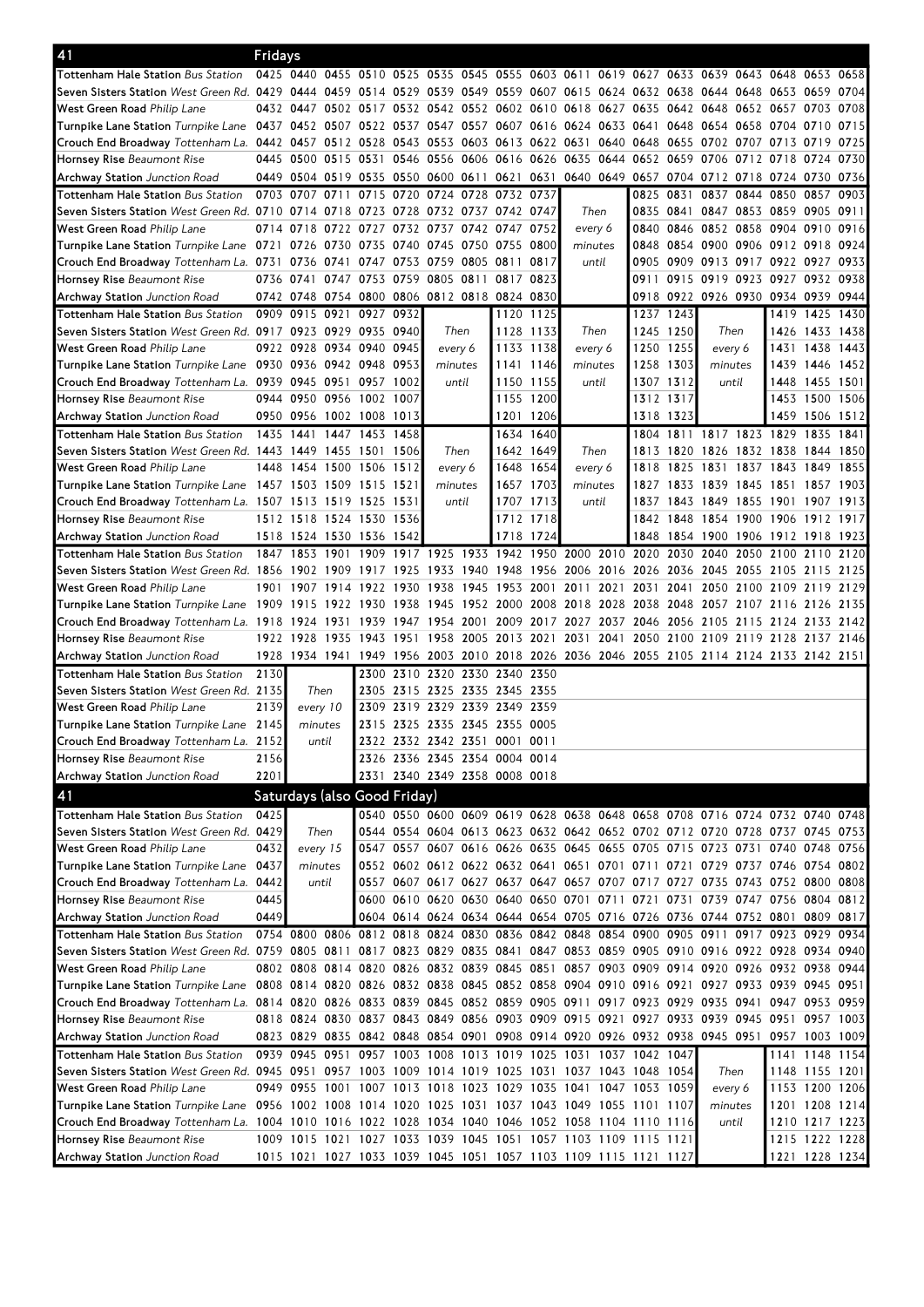## 41 Fridays

| Stop | | | | | | | | | | | | | | | | | | |
|---|---|---|---|---|---|---|---|---|---|---|---|---|---|---|---|---|---|---|
| Tottenham Hale Station *Bus Station* | 0425 | 0440 | 0455 | 0510 | 0525 | 0535 | 0545 | 0555 | 0603 | 0611 | 0619 | 0627 | 0633 | 0639 | 0643 | 0648 | 0653 | 0658 |
| Seven Sisters Station *West Green Rd.* | 0429 | 0444 | 0459 | 0514 | 0529 | 0539 | 0549 | 0559 | 0607 | 0615 | 0624 | 0632 | 0638 | 0644 | 0648 | 0653 | 0659 | 0704 |
| West Green Road *Philip Lane* | 0432 | 0447 | 0502 | 0517 | 0532 | 0542 | 0552 | 0602 | 0610 | 0618 | 0627 | 0635 | 0642 | 0648 | 0652 | 0657 | 0703 | 0708 |
| Turnpike Lane Station *Turnpike Lane* | 0437 | 0452 | 0507 | 0522 | 0537 | 0547 | 0557 | 0607 | 0616 | 0624 | 0633 | 0641 | 0648 | 0654 | 0658 | 0704 | 0710 | 0715 |
| Crouch End Broadway *Tottenham La.* | 0442 | 0457 | 0512 | 0528 | 0543 | 0553 | 0603 | 0613 | 0622 | 0631 | 0640 | 0648 | 0655 | 0702 | 0707 | 0713 | 0719 | 0725 |
| Hornsey Rise *Beaumont Rise* | 0445 | 0500 | 0515 | 0531 | 0546 | 0556 | 0606 | 0616 | 0626 | 0635 | 0644 | 0652 | 0659 | 0706 | 0712 | 0718 | 0724 | 0730 |
| Archway Station *Junction Road* | 0449 | 0504 | 0519 | 0535 | 0550 | 0600 | 0611 | 0621 | 0631 | 0640 | 0649 | 0657 | 0704 | 0712 | 0718 | 0724 | 0730 | 0736 |

| Stop | | | | | | | | | | | | | | | | | |
|---|---|---|---|---|---|---|---|---|---|---|---|---|---|---|---|---|---|
| Tottenham Hale Station *Bus Station* | 0703 | 0707 | 0711 | 0715 | 0720 | 0724 | 0728 | 0732 | 0737 | Then every 6 minutes until | 0825 | 0831 | 0837 | 0844 | 0850 | 0857 | 0903 |
| Seven Sisters Station *West Green Rd.* | 0710 | 0714 | 0718 | 0723 | 0728 | 0732 | 0737 | 0742 | 0747 | | 0835 | 0841 | 0847 | 0853 | 0859 | 0905 | 0911 |
| West Green Road *Philip Lane* | 0714 | 0718 | 0722 | 0727 | 0732 | 0737 | 0742 | 0747 | 0752 | | 0840 | 0846 | 0852 | 0858 | 0904 | 0910 | 0916 |
| Turnpike Lane Station *Turnpike Lane* | 0721 | 0726 | 0730 | 0735 | 0740 | 0745 | 0750 | 0755 | 0800 | | 0848 | 0854 | 0900 | 0906 | 0912 | 0918 | 0924 |
| Crouch End Broadway *Tottenham La.* | 0731 | 0736 | 0741 | 0747 | 0753 | 0759 | 0805 | 0811 | 0817 | | 0905 | 0909 | 0913 | 0917 | 0922 | 0927 | 0933 |
| Hornsey Rise *Beaumont Rise* | 0736 | 0741 | 0747 | 0753 | 0759 | 0805 | 0811 | 0817 | 0823 | | 0911 | 0915 | 0919 | 0923 | 0927 | 0932 | 0938 |
| Archway Station *Junction Road* | 0742 | 0748 | 0754 | 0800 | 0806 | 0812 | 0818 | 0824 | 0830 | | 0918 | 0922 | 0926 | 0930 | 0934 | 0939 | 0944 |

| Stop | | | | | | | | | | | | | | | | |
|---|---|---|---|---|---|---|---|---|---|---|---|---|---|---|---|---|
| Tottenham Hale Station *Bus Station* | 0909 | 0915 | 0921 | 0927 | 0932 | Then every 6 minutes until | 1120 | 1125 | Then every 6 minutes until | 1237 | 1243 | Then every 6 minutes until | 1419 | 1425 | 1430 |
| Seven Sisters Station *West Green Rd.* | 0917 | 0923 | 0929 | 0935 | 0940 | | 1128 | 1133 | | 1245 | 1250 | | 1426 | 1433 | 1438 |
| West Green Road *Philip Lane* | 0922 | 0928 | 0934 | 0940 | 0945 | | 1133 | 1138 | | 1250 | 1255 | | 1431 | 1438 | 1443 |
| Turnpike Lane Station *Turnpike Lane* | 0930 | 0936 | 0942 | 0948 | 0953 | | 1141 | 1146 | | 1258 | 1303 | | 1439 | 1446 | 1452 |
| Crouch End Broadway *Tottenham La.* | 0939 | 0945 | 0951 | 0957 | 1002 | | 1150 | 1155 | | 1307 | 1312 | | 1448 | 1455 | 1501 |
| Hornsey Rise *Beaumont Rise* | 0944 | 0950 | 0956 | 1002 | 1007 | | 1155 | 1200 | | 1312 | 1317 | | 1453 | 1500 | 1506 |
| Archway Station *Junction Road* | 0950 | 0956 | 1002 | 1008 | 1013 | | 1201 | 1206 | | 1318 | 1323 | | 1459 | 1506 | 1512 |

| Stop | | | | | | | | | | | | | | | | | |
|---|---|---|---|---|---|---|---|---|---|---|---|---|---|---|---|---|---|
| Tottenham Hale Station *Bus Station* | 1435 | 1441 | 1447 | 1453 | 1458 | Then every 6 minutes until | 1634 | 1640 | Then every 6 minutes until | 1804 | 1811 | 1817 | 1823 | 1829 | 1835 | 1841 |
| Seven Sisters Station *West Green Rd.* | 1443 | 1449 | 1455 | 1501 | 1506 | | 1642 | 1649 | | 1813 | 1820 | 1826 | 1832 | 1838 | 1844 | 1850 |
| West Green Road *Philip Lane* | 1448 | 1454 | 1500 | 1506 | 1512 | | 1648 | 1654 | | 1818 | 1825 | 1831 | 1837 | 1843 | 1849 | 1855 |
| Turnpike Lane Station *Turnpike Lane* | 1457 | 1503 | 1509 | 1515 | 1521 | | 1657 | 1703 | | 1827 | 1833 | 1839 | 1845 | 1851 | 1857 | 1903 |
| Crouch End Broadway *Tottenham La.* | 1507 | 1513 | 1519 | 1525 | 1531 | | 1707 | 1713 | | 1837 | 1843 | 1849 | 1855 | 1901 | 1907 | 1913 |
| Hornsey Rise *Beaumont Rise* | 1512 | 1518 | 1524 | 1530 | 1536 | | 1712 | 1718 | | 1842 | 1848 | 1854 | 1900 | 1906 | 1912 | 1917 |
| Archway Station *Junction Road* | 1518 | 1524 | 1530 | 1536 | 1542 | | 1718 | 1724 | | 1848 | 1854 | 1900 | 1906 | 1912 | 1918 | 1923 |

| Stop | | | | | | | | | | | | | | | | | | |
|---|---|---|---|---|---|---|---|---|---|---|---|---|---|---|---|---|---|---|
| Tottenham Hale Station *Bus Station* | 1847 | 1853 | 1901 | 1909 | 1917 | 1925 | 1933 | 1942 | 1950 | 2000 | 2010 | 2020 | 2030 | 2040 | 2050 | 2100 | 2110 | 2120 |
| Seven Sisters Station *West Green Rd.* | 1856 | 1902 | 1909 | 1917 | 1925 | 1933 | 1940 | 1948 | 1956 | 2006 | 2016 | 2026 | 2036 | 2045 | 2055 | 2105 | 2115 | 2125 |
| West Green Road *Philip Lane* | 1901 | 1907 | 1914 | 1922 | 1930 | 1938 | 1945 | 1953 | 2001 | 2011 | 2021 | 2031 | 2041 | 2050 | 2100 | 2109 | 2119 | 2129 |
| Turnpike Lane Station *Turnpike Lane* | 1909 | 1915 | 1922 | 1930 | 1938 | 1945 | 1952 | 2000 | 2008 | 2018 | 2028 | 2038 | 2048 | 2057 | 2107 | 2116 | 2126 | 2135 |
| Crouch End Broadway *Tottenham La.* | 1918 | 1924 | 1931 | 1939 | 1947 | 1954 | 2001 | 2009 | 2017 | 2027 | 2037 | 2046 | 2056 | 2105 | 2115 | 2124 | 2133 | 2142 |
| Hornsey Rise *Beaumont Rise* | 1922 | 1928 | 1935 | 1943 | 1951 | 1958 | 2005 | 2013 | 2021 | 2031 | 2041 | 2050 | 2100 | 2109 | 2119 | 2128 | 2137 | 2146 |
| Archway Station *Junction Road* | 1928 | 1934 | 1941 | 1949 | 1956 | 2003 | 2010 | 2018 | 2026 | 2036 | 2046 | 2055 | 2105 | 2114 | 2124 | 2133 | 2142 | 2151 |

| Stop | | | | | | | | |
|---|---|---|---|---|---|---|---|---|
| Tottenham Hale Station *Bus Station* | 2130 | Then every 10 minutes until | 2300 | 2310 | 2320 | 2330 | 2340 | 2350 |
| Seven Sisters Station *West Green Rd.* | 2135 | | 2305 | 2315 | 2325 | 2335 | 2345 | 2355 |
| West Green Road *Philip Lane* | 2139 | | 2309 | 2319 | 2329 | 2339 | 2349 | 2359 |
| Turnpike Lane Station *Turnpike Lane* | 2145 | | 2315 | 2325 | 2335 | 2345 | 2355 | 0005 |
| Crouch End Broadway *Tottenham La.* | 2152 | | 2322 | 2332 | 2342 | 2351 | 0001 | 0011 |
| Hornsey Rise *Beaumont Rise* | 2156 | | 2326 | 2336 | 2345 | 2354 | 0004 | 0014 |
| Archway Station *Junction Road* | 2201 | | 2331 | 2340 | 2349 | 2358 | 0008 | 0018 |

## 41 Saturdays (also Good Friday)

| Stop | | | | | | | | | | | | | | | | | | |
|---|---|---|---|---|---|---|---|---|---|---|---|---|---|---|---|---|---|---|
| Tottenham Hale Station *Bus Station* | 0425 | Then every 15 minutes until | 0540 | 0550 | 0600 | 0609 | 0619 | 0628 | 0638 | 0648 | 0658 | 0708 | 0716 | 0724 | 0732 | 0740 | 0748 |
| Seven Sisters Station *West Green Rd.* | 0429 | | 0544 | 0554 | 0604 | 0613 | 0623 | 0632 | 0642 | 0652 | 0702 | 0712 | 0720 | 0728 | 0737 | 0745 | 0753 |
| West Green Road *Philip Lane* | 0432 | | 0547 | 0557 | 0607 | 0616 | 0626 | 0635 | 0645 | 0655 | 0705 | 0715 | 0723 | 0731 | 0740 | 0748 | 0756 |
| Turnpike Lane Station *Turnpike Lane* | 0437 | | 0552 | 0602 | 0612 | 0622 | 0632 | 0641 | 0651 | 0701 | 0711 | 0721 | 0729 | 0737 | 0746 | 0754 | 0802 |
| Crouch End Broadway *Tottenham La.* | 0442 | | 0557 | 0607 | 0617 | 0627 | 0637 | 0647 | 0657 | 0707 | 0717 | 0727 | 0735 | 0743 | 0752 | 0800 | 0808 |
| Hornsey Rise *Beaumont Rise* | 0445 | | 0600 | 0610 | 0620 | 0630 | 0640 | 0650 | 0701 | 0711 | 0721 | 0731 | 0739 | 0747 | 0756 | 0804 | 0812 |
| Archway Station *Junction Road* | 0449 | | 0604 | 0614 | 0624 | 0634 | 0644 | 0654 | 0705 | 0716 | 0726 | 0736 | 0744 | 0752 | 0801 | 0809 | 0817 |

| Stop | | | | | | | | | | | | | | | | | | |
|---|---|---|---|---|---|---|---|---|---|---|---|---|---|---|---|---|---|---|
| Tottenham Hale Station *Bus Station* | 0754 | 0800 | 0806 | 0812 | 0818 | 0824 | 0830 | 0836 | 0842 | 0848 | 0854 | 0900 | 0905 | 0911 | 0917 | 0923 | 0929 | 0934 |
| Seven Sisters Station *West Green Rd.* | 0759 | 0805 | 0811 | 0817 | 0823 | 0829 | 0835 | 0841 | 0847 | 0853 | 0859 | 0905 | 0910 | 0916 | 0922 | 0928 | 0934 | 0940 |
| West Green Road *Philip Lane* | 0802 | 0808 | 0814 | 0820 | 0826 | 0832 | 0839 | 0845 | 0851 | 0857 | 0903 | 0909 | 0914 | 0920 | 0926 | 0932 | 0938 | 0944 |
| Turnpike Lane Station *Turnpike Lane* | 0808 | 0814 | 0820 | 0826 | 0832 | 0838 | 0845 | 0852 | 0858 | 0904 | 0910 | 0916 | 0921 | 0927 | 0933 | 0939 | 0945 | 0951 |
| Crouch End Broadway *Tottenham La.* | 0814 | 0820 | 0826 | 0833 | 0839 | 0845 | 0852 | 0859 | 0905 | 0911 | 0917 | 0923 | 0929 | 0935 | 0941 | 0947 | 0953 | 0959 |
| Hornsey Rise *Beaumont Rise* | 0818 | 0824 | 0830 | 0837 | 0843 | 0849 | 0856 | 0903 | 0909 | 0915 | 0921 | 0927 | 0933 | 0939 | 0945 | 0951 | 0957 | 1003 |
| Archway Station *Junction Road* | 0823 | 0829 | 0835 | 0842 | 0848 | 0854 | 0901 | 0908 | 0914 | 0920 | 0926 | 0932 | 0938 | 0945 | 0951 | 0957 | 1003 | 1009 |

| Stop | | | | | | | | | | | | | | | | | |
|---|---|---|---|---|---|---|---|---|---|---|---|---|---|---|---|---|---|
| Tottenham Hale Station *Bus Station* | 0939 | 0945 | 0951 | 0957 | 1003 | 1008 | 1013 | 1019 | 1025 | 1031 | 1037 | 1042 | 1047 | Then every 6 minutes until | 1141 | 1148 | 1154 |
| Seven Sisters Station *West Green Rd.* | 0945 | 0951 | 0957 | 1003 | 1009 | 1014 | 1019 | 1025 | 1031 | 1037 | 1043 | 1048 | 1054 | | 1148 | 1155 | 1201 |
| West Green Road *Philip Lane* | 0949 | 0955 | 1001 | 1007 | 1013 | 1018 | 1023 | 1029 | 1035 | 1041 | 1047 | 1053 | 1059 | | 1153 | 1200 | 1206 |
| Turnpike Lane Station *Turnpike Lane* | 0956 | 1002 | 1008 | 1014 | 1020 | 1025 | 1031 | 1037 | 1043 | 1049 | 1055 | 1101 | 1107 | | 1201 | 1208 | 1214 |
| Crouch End Broadway *Tottenham La.* | 1004 | 1010 | 1016 | 1022 | 1028 | 1034 | 1040 | 1046 | 1052 | 1058 | 1104 | 1110 | 1116 | | 1210 | 1217 | 1223 |
| Hornsey Rise *Beaumont Rise* | 1009 | 1015 | 1021 | 1027 | 1033 | 1039 | 1045 | 1051 | 1057 | 1103 | 1109 | 1115 | 1121 | | 1215 | 1222 | 1228 |
| Archway Station *Junction Road* | 1015 | 1021 | 1027 | 1033 | 1039 | 1045 | 1051 | 1057 | 1103 | 1109 | 1115 | 1121 | 1127 | | 1221 | 1228 | 1234 |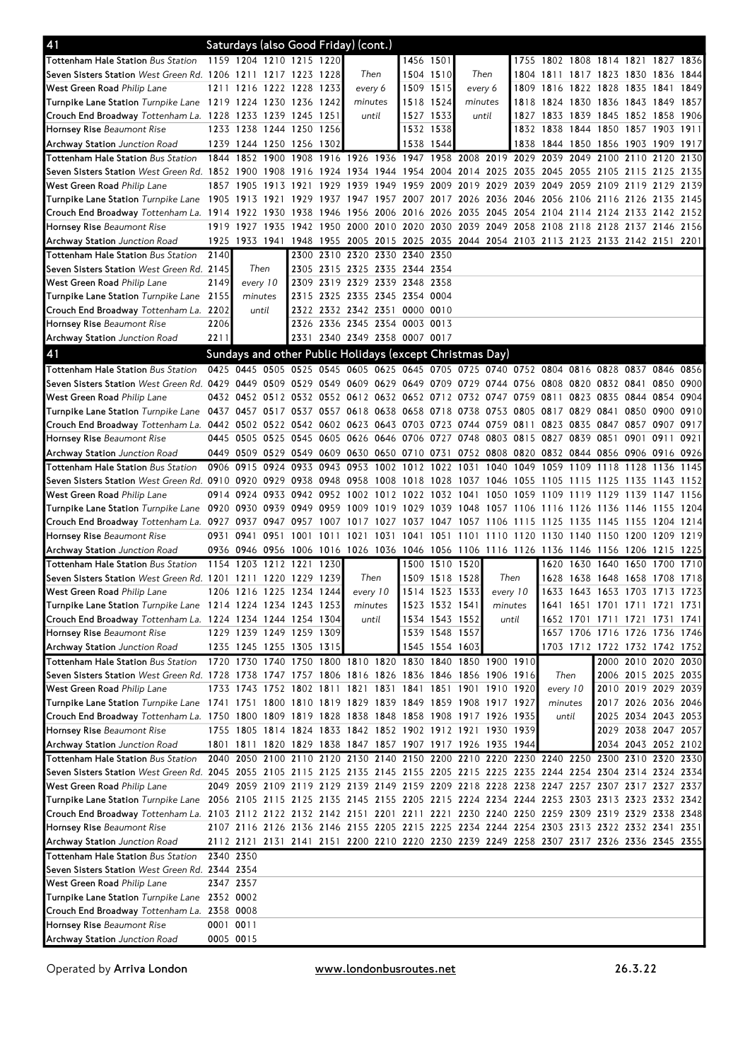## 41 Saturdays (also Good Friday) (cont.)

| Stop | | | | | | | | | | | | | | | | | |
|---|---|---|---|---|---|---|---|---|---|---|---|---|---|---|---|---|---|
| **Tottenham Hale Station** *Bus Station* | 1159 | 1204 | 1210 | 1215 | 1220 | Then every 6 minutes until | 1456 | 1501 | Then every 6 minutes until | 1755 | 1802 | 1808 | 1814 | 1821 | 1827 | 1836 |
| **Seven Sisters Station** *West Green Rd.* | 1206 | 1211 | 1217 | 1223 | 1228 | | 1504 | 1510 | | 1804 | 1811 | 1817 | 1823 | 1830 | 1836 | 1844 |
| **West Green Road** *Philip Lane* | 1211 | 1216 | 1222 | 1228 | 1233 | | 1509 | 1515 | | 1809 | 1816 | 1822 | 1828 | 1835 | 1841 | 1849 |
| **Turnpike Lane Station** *Turnpike Lane* | 1219 | 1224 | 1230 | 1236 | 1242 | | 1518 | 1524 | | 1818 | 1824 | 1830 | 1836 | 1843 | 1849 | 1857 |
| **Crouch End Broadway** *Tottenham La.* | 1228 | 1233 | 1239 | 1245 | 1251 | | 1527 | 1533 | | 1827 | 1833 | 1839 | 1845 | 1852 | 1858 | 1906 |
| **Hornsey Rise** *Beaumont Rise* | 1233 | 1238 | 1244 | 1250 | 1256 | | 1532 | 1538 | | 1832 | 1838 | 1844 | 1850 | 1857 | 1903 | 1911 |
| **Archway Station** *Junction Road* | 1239 | 1244 | 1250 | 1256 | 1302 | | 1538 | 1544 | | 1838 | 1844 | 1850 | 1856 | 1903 | 1909 | 1917 |

| Stop | | | | | | | | | | | | | | | | | | |
|---|---|---|---|---|---|---|---|---|---|---|---|---|---|---|---|---|---|---|
| **Tottenham Hale Station** *Bus Station* | 1844 | 1852 | 1900 | 1908 | 1916 | 1926 | 1936 | 1947 | 1958 | 2008 | 2019 | 2029 | 2039 | 2049 | 2100 | 2110 | 2120 | 2130 |
| **Seven Sisters Station** *West Green Rd.* | 1852 | 1900 | 1908 | 1916 | 1924 | 1934 | 1944 | 1954 | 2004 | 2014 | 2025 | 2035 | 2045 | 2055 | 2105 | 2115 | 2125 | 2135 |
| **West Green Road** *Philip Lane* | 1857 | 1905 | 1913 | 1921 | 1929 | 1939 | 1949 | 1959 | 2009 | 2019 | 2029 | 2039 | 2049 | 2059 | 2109 | 2119 | 2129 | 2139 |
| **Turnpike Lane Station** *Turnpike Lane* | 1905 | 1913 | 1921 | 1929 | 1937 | 1947 | 1957 | 2007 | 2017 | 2026 | 2036 | 2046 | 2056 | 2106 | 2116 | 2126 | 2135 | 2145 |
| **Crouch End Broadway** *Tottenham La.* | 1914 | 1922 | 1930 | 1938 | 1946 | 1956 | 2006 | 2016 | 2026 | 2035 | 2045 | 2054 | 2104 | 2114 | 2124 | 2133 | 2142 | 2152 |
| **Hornsey Rise** *Beaumont Rise* | 1919 | 1927 | 1935 | 1942 | 1950 | 2000 | 2010 | 2020 | 2030 | 2039 | 2049 | 2058 | 2108 | 2118 | 2128 | 2137 | 2146 | 2156 |
| **Archway Station** *Junction Road* | 1925 | 1933 | 1941 | 1948 | 1955 | 2005 | 2015 | 2025 | 2035 | 2044 | 2054 | 2103 | 2113 | 2123 | 2133 | 2142 | 2151 | 2201 |

| Stop | | | | | | | | |
|---|---|---|---|---|---|---|---|---|
| **Tottenham Hale Station** *Bus Station* | 2140 | Then every 10 minutes until | 2300 | 2310 | 2320 | 2330 | 2340 | 2350 |
| **Seven Sisters Station** *West Green Rd.* | 2145 | | 2305 | 2315 | 2325 | 2335 | 2344 | 2354 |
| **West Green Road** *Philip Lane* | 2149 | | 2309 | 2319 | 2329 | 2339 | 2348 | 2358 |
| **Turnpike Lane Station** *Turnpike Lane* | 2155 | | 2315 | 2325 | 2335 | 2345 | 2354 | 0004 |
| **Crouch End Broadway** *Tottenham La.* | 2202 | | 2322 | 2332 | 2342 | 2351 | 0000 | 0010 |
| **Hornsey Rise** *Beaumont Rise* | 2206 | | 2326 | 2336 | 2345 | 2354 | 0003 | 0013 |
| **Archway Station** *Junction Road* | 2211 | | 2331 | 2340 | 2349 | 2358 | 0007 | 0017 |

## 41 Sundays and other Public Holidays (except Christmas Day)

| Stop | | | | | | | | | | | | | | | | | | |
|---|---|---|---|---|---|---|---|---|---|---|---|---|---|---|---|---|---|---|
| **Tottenham Hale Station** *Bus Station* | 0425 | 0445 | 0505 | 0525 | 0545 | 0605 | 0625 | 0645 | 0705 | 0725 | 0740 | 0752 | 0804 | 0816 | 0828 | 0837 | 0846 | 0856 |
| **Seven Sisters Station** *West Green Rd.* | 0429 | 0449 | 0509 | 0529 | 0549 | 0609 | 0629 | 0649 | 0709 | 0729 | 0744 | 0756 | 0808 | 0820 | 0832 | 0841 | 0850 | 0900 |
| **West Green Road** *Philip Lane* | 0432 | 0452 | 0512 | 0532 | 0552 | 0612 | 0632 | 0652 | 0712 | 0732 | 0747 | 0759 | 0811 | 0823 | 0835 | 0844 | 0854 | 0904 |
| **Turnpike Lane Station** *Turnpike Lane* | 0437 | 0457 | 0517 | 0537 | 0557 | 0618 | 0638 | 0658 | 0718 | 0738 | 0753 | 0805 | 0817 | 0829 | 0841 | 0850 | 0900 | 0910 |
| **Crouch End Broadway** *Tottenham La.* | 0442 | 0502 | 0522 | 0542 | 0602 | 0623 | 0643 | 0703 | 0723 | 0744 | 0759 | 0811 | 0823 | 0835 | 0847 | 0857 | 0907 | 0917 |
| **Hornsey Rise** *Beaumont Rise* | 0445 | 0505 | 0525 | 0545 | 0605 | 0626 | 0646 | 0706 | 0727 | 0748 | 0803 | 0815 | 0827 | 0839 | 0851 | 0901 | 0911 | 0921 |
| **Archway Station** *Junction Road* | 0449 | 0509 | 0529 | 0549 | 0609 | 0630 | 0650 | 0710 | 0731 | 0752 | 0808 | 0820 | 0832 | 0844 | 0856 | 0906 | 0916 | 0926 |

| Stop | | | | | | | | | | | | | | | | | | |
|---|---|---|---|---|---|---|---|---|---|---|---|---|---|---|---|---|---|---|
| **Tottenham Hale Station** *Bus Station* | 0906 | 0915 | 0924 | 0933 | 0943 | 0953 | 1002 | 1012 | 1022 | 1031 | 1040 | 1049 | 1059 | 1109 | 1118 | 1128 | 1136 | 1145 |
| **Seven Sisters Station** *West Green Rd.* | 0910 | 0920 | 0929 | 0938 | 0948 | 0958 | 1008 | 1018 | 1028 | 1037 | 1046 | 1055 | 1105 | 1115 | 1125 | 1135 | 1143 | 1152 |
| **West Green Road** *Philip Lane* | 0914 | 0924 | 0933 | 0942 | 0952 | 1002 | 1012 | 1022 | 1032 | 1041 | 1050 | 1059 | 1109 | 1119 | 1129 | 1139 | 1147 | 1156 |
| **Turnpike Lane Station** *Turnpike Lane* | 0920 | 0930 | 0939 | 0949 | 0959 | 1009 | 1019 | 1029 | 1039 | 1048 | 1057 | 1106 | 1116 | 1126 | 1136 | 1146 | 1155 | 1204 |
| **Crouch End Broadway** *Tottenham La.* | 0927 | 0937 | 0947 | 0957 | 1007 | 1017 | 1027 | 1037 | 1047 | 1057 | 1106 | 1115 | 1125 | 1135 | 1145 | 1155 | 1204 | 1214 |
| **Hornsey Rise** *Beaumont Rise* | 0931 | 0941 | 0951 | 1001 | 1011 | 1021 | 1031 | 1041 | 1051 | 1101 | 1110 | 1120 | 1130 | 1140 | 1150 | 1200 | 1209 | 1219 |
| **Archway Station** *Junction Road* | 0936 | 0946 | 0956 | 1006 | 1016 | 1026 | 1036 | 1046 | 1056 | 1106 | 1116 | 1126 | 1136 | 1146 | 1156 | 1206 | 1215 | 1225 |

| Stop | | | | | | | | | | | | | | | | |
|---|---|---|---|---|---|---|---|---|---|---|---|---|---|---|---|---|
| **Tottenham Hale Station** *Bus Station* | 1154 | 1203 | 1212 | 1221 | 1230 | Then every 10 minutes until | 1500 | 1510 | 1520 | Then every 10 minutes until | 1620 | 1630 | 1640 | 1650 | 1700 | 1710 |
| **Seven Sisters Station** *West Green Rd.* | 1201 | 1211 | 1220 | 1229 | 1239 | | 1509 | 1518 | 1528 | | 1628 | 1638 | 1648 | 1658 | 1708 | 1718 |
| **West Green Road** *Philip Lane* | 1206 | 1216 | 1225 | 1234 | 1244 | | 1514 | 1523 | 1533 | | 1633 | 1643 | 1653 | 1703 | 1713 | 1723 |
| **Turnpike Lane Station** *Turnpike Lane* | 1214 | 1224 | 1234 | 1243 | 1253 | | 1523 | 1532 | 1541 | | 1641 | 1651 | 1701 | 1711 | 1721 | 1731 |
| **Crouch End Broadway** *Tottenham La.* | 1224 | 1234 | 1244 | 1254 | 1304 | | 1534 | 1543 | 1552 | | 1652 | 1701 | 1711 | 1721 | 1731 | 1741 |
| **Hornsey Rise** *Beaumont Rise* | 1229 | 1239 | 1249 | 1259 | 1309 | | 1539 | 1548 | 1557 | | 1657 | 1706 | 1716 | 1726 | 1736 | 1746 |
| **Archway Station** *Junction Road* | 1235 | 1245 | 1255 | 1305 | 1315 | | 1545 | 1554 | 1603 | | 1703 | 1712 | 1722 | 1732 | 1742 | 1752 |

| Stop | | | | | | | | | | | | | | | | | |
|---|---|---|---|---|---|---|---|---|---|---|---|---|---|---|---|---|---|
| **Tottenham Hale Station** *Bus Station* | 1720 | 1730 | 1740 | 1750 | 1800 | 1810 | 1820 | 1830 | 1840 | 1850 | 1900 | 1910 | Then every 10 minutes until | 2000 | 2010 | 2020 | 2030 |
| **Seven Sisters Station** *West Green Rd.* | 1728 | 1738 | 1747 | 1757 | 1806 | 1816 | 1826 | 1836 | 1846 | 1856 | 1906 | 1916 | | 2006 | 2015 | 2025 | 2035 |
| **West Green Road** *Philip Lane* | 1733 | 1743 | 1752 | 1802 | 1811 | 1821 | 1831 | 1841 | 1851 | 1901 | 1910 | 1920 | | 2010 | 2019 | 2029 | 2039 |
| **Turnpike Lane Station** *Turnpike Lane* | 1741 | 1751 | 1800 | 1810 | 1819 | 1829 | 1839 | 1849 | 1859 | 1908 | 1917 | 1927 | | 2017 | 2026 | 2036 | 2046 |
| **Crouch End Broadway** *Tottenham La.* | 1750 | 1800 | 1809 | 1819 | 1828 | 1838 | 1848 | 1858 | 1908 | 1917 | 1926 | 1935 | | 2025 | 2034 | 2043 | 2053 |
| **Hornsey Rise** *Beaumont Rise* | 1755 | 1805 | 1814 | 1824 | 1833 | 1842 | 1852 | 1902 | 1912 | 1921 | 1930 | 1939 | | 2029 | 2038 | 2047 | 2057 |
| **Archway Station** *Junction Road* | 1801 | 1811 | 1820 | 1829 | 1838 | 1847 | 1857 | 1907 | 1917 | 1926 | 1935 | 1944 | | 2034 | 2043 | 2052 | 2102 |

| Stop | | | | | | | | | | | | | | | | | | |
|---|---|---|---|---|---|---|---|---|---|---|---|---|---|---|---|---|---|---|
| **Tottenham Hale Station** *Bus Station* | 2040 | 2050 | 2100 | 2110 | 2120 | 2130 | 2140 | 2150 | 2200 | 2210 | 2220 | 2230 | 2240 | 2250 | 2300 | 2310 | 2320 | 2330 |
| **Seven Sisters Station** *West Green Rd.* | 2045 | 2055 | 2105 | 2115 | 2125 | 2135 | 2145 | 2155 | 2205 | 2215 | 2225 | 2235 | 2244 | 2254 | 2304 | 2314 | 2324 | 2334 |
| **West Green Road** *Philip Lane* | 2049 | 2059 | 2109 | 2119 | 2129 | 2139 | 2149 | 2159 | 2209 | 2218 | 2228 | 2238 | 2247 | 2257 | 2307 | 2317 | 2327 | 2337 |
| **Turnpike Lane Station** *Turnpike Lane* | 2056 | 2105 | 2115 | 2125 | 2135 | 2145 | 2155 | 2205 | 2215 | 2224 | 2234 | 2244 | 2253 | 2303 | 2313 | 2323 | 2332 | 2342 |
| **Crouch End Broadway** *Tottenham La.* | 2103 | 2112 | 2122 | 2132 | 2142 | 2151 | 2201 | 2211 | 2221 | 2230 | 2240 | 2250 | 2259 | 2309 | 2319 | 2329 | 2338 | 2348 |
| **Hornsey Rise** *Beaumont Rise* | 2107 | 2116 | 2126 | 2136 | 2146 | 2155 | 2205 | 2215 | 2225 | 2234 | 2244 | 2254 | 2303 | 2313 | 2322 | 2332 | 2341 | 2351 |
| **Archway Station** *Junction Road* | 2112 | 2121 | 2131 | 2141 | 2151 | 2200 | 2210 | 2220 | 2230 | 2239 | 2249 | 2258 | 2307 | 2317 | 2326 | 2336 | 2345 | 2355 |

| Stop | | |
|---|---|---|
| **Tottenham Hale Station** *Bus Station* | 2340 | 2350 |
| **Seven Sisters Station** *West Green Rd.* | 2344 | 2354 |
| **West Green Road** *Philip Lane* | 2347 | 2357 |
| **Turnpike Lane Station** *Turnpike Lane* | 2352 | 0002 |
| **Crouch End Broadway** *Tottenham La.* | 2358 | 0008 |
| **Hornsey Rise** *Beaumont Rise* | 0001 | 0011 |
| **Archway Station** *Junction Road* | 0005 | 0015 |

Operated by **Arriva London** www.londonbusroutes.net 26.3.22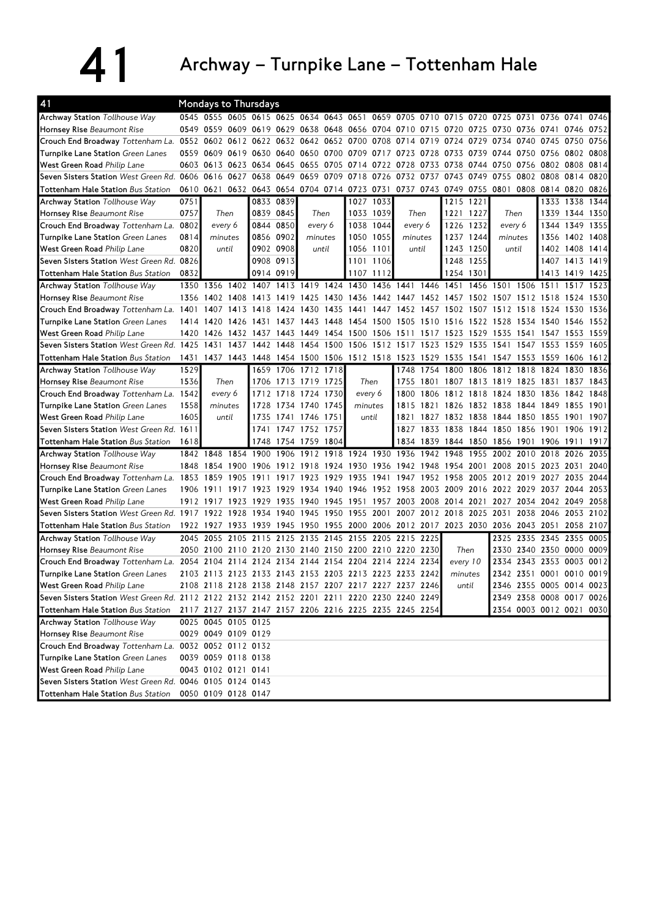# 41 Archway – Turnpike Lane – Tottenham Hale

**Mondays to Thursdays**

| 41 | | | | | | | | | | | | | | | | | | |
|---|---|---|---|---|---|---|---|---|---|---|---|---|---|---|---|---|---|---|
| Archway Station *Tollhouse Way* | 0545 | 0555 | 0605 | 0615 | 0625 | 0634 | 0643 | 0651 | 0659 | 0705 | 0710 | 0715 | 0720 | 0725 | 0731 | 0736 | 0741 | 0746 |
| Hornsey Rise *Beaumont Rise* | 0549 | 0559 | 0609 | 0619 | 0629 | 0638 | 0648 | 0656 | 0704 | 0710 | 0715 | 0720 | 0725 | 0730 | 0736 | 0741 | 0746 | 0752 |
| Crouch End Broadway *Tottenham La.* | 0552 | 0602 | 0612 | 0622 | 0632 | 0642 | 0652 | 0700 | 0708 | 0714 | 0719 | 0724 | 0729 | 0734 | 0740 | 0745 | 0750 | 0756 |
| Turnpike Lane Station *Green Lanes* | 0559 | 0609 | 0619 | 0630 | 0640 | 0650 | 0700 | 0709 | 0717 | 0723 | 0728 | 0733 | 0739 | 0744 | 0750 | 0756 | 0802 | 0808 |
| West Green Road *Philip Lane* | 0603 | 0613 | 0623 | 0634 | 0645 | 0655 | 0705 | 0714 | 0722 | 0728 | 0733 | 0738 | 0744 | 0750 | 0756 | 0802 | 0808 | 0814 |
| Seven Sisters Station *West Green Rd.* | 0606 | 0616 | 0627 | 0638 | 0649 | 0659 | 0709 | 0718 | 0726 | 0732 | 0737 | 0743 | 0749 | 0755 | 0802 | 0808 | 0814 | 0820 |
| Tottenham Hale Station *Bus Station* | 0610 | 0621 | 0632 | 0643 | 0654 | 0704 | 0714 | 0723 | 0731 | 0737 | 0743 | 0749 | 0755 | 0801 | 0808 | 0814 | 0820 | 0826 |

| 41 | | | | | | | | | | | | | | | | |
|---|---|---|---|---|---|---|---|---|---|---|---|---|---|---|---|---|
| Archway Station *Tollhouse Way* | 0751 | Then every 6 minutes until | 0833 | 0839 | Then every 6 minutes until | 1027 | 1033 | Then every 6 minutes until | 1215 | 1221 | Then every 6 minutes until | 1333 | 1338 | 1344 |
| Hornsey Rise *Beaumont Rise* | 0757 | | 0839 | 0845 | | 1033 | 1039 | | 1221 | 1227 | | 1339 | 1344 | 1350 |
| Crouch End Broadway *Tottenham La.* | 0802 | | 0844 | 0850 | | 1038 | 1044 | | 1226 | 1232 | | 1344 | 1349 | 1355 |
| Turnpike Lane Station *Green Lanes* | 0814 | | 0856 | 0902 | | 1050 | 1055 | | 1237 | 1244 | | 1356 | 1402 | 1408 |
| West Green Road *Philip Lane* | 0820 | | 0902 | 0908 | | 1056 | 1101 | | 1243 | 1250 | | 1402 | 1408 | 1414 |
| Seven Sisters Station *West Green Rd.* | 0826 | | 0908 | 0913 | | 1101 | 1106 | | 1248 | 1255 | | 1407 | 1413 | 1419 |
| Tottenham Hale Station *Bus Station* | 0832 | | 0914 | 0919 | | 1107 | 1112 | | 1254 | 1301 | | 1413 | 1419 | 1425 |

| 41 | | | | | | | | | | | | | | | | | | |
|---|---|---|---|---|---|---|---|---|---|---|---|---|---|---|---|---|---|---|
| Archway Station *Tollhouse Way* | 1350 | 1356 | 1402 | 1407 | 1413 | 1419 | 1424 | 1430 | 1436 | 1441 | 1446 | 1451 | 1456 | 1501 | 1506 | 1511 | 1517 | 1523 |
| Hornsey Rise *Beaumont Rise* | 1356 | 1402 | 1408 | 1413 | 1419 | 1425 | 1430 | 1436 | 1442 | 1447 | 1452 | 1457 | 1502 | 1507 | 1512 | 1518 | 1524 | 1530 |
| Crouch End Broadway *Tottenham La.* | 1401 | 1407 | 1413 | 1418 | 1424 | 1430 | 1435 | 1441 | 1447 | 1452 | 1457 | 1502 | 1507 | 1512 | 1518 | 1524 | 1530 | 1536 |
| Turnpike Lane Station *Green Lanes* | 1414 | 1420 | 1426 | 1431 | 1437 | 1443 | 1448 | 1454 | 1500 | 1505 | 1510 | 1516 | 1522 | 1528 | 1534 | 1540 | 1546 | 1552 |
| West Green Road *Philip Lane* | 1420 | 1426 | 1432 | 1437 | 1443 | 1449 | 1454 | 1500 | 1506 | 1511 | 1517 | 1523 | 1529 | 1535 | 1541 | 1547 | 1553 | 1559 |
| Seven Sisters Station *West Green Rd.* | 1425 | 1431 | 1437 | 1442 | 1448 | 1454 | 1500 | 1506 | 1512 | 1517 | 1523 | 1529 | 1535 | 1541 | 1547 | 1553 | 1559 | 1605 |
| Tottenham Hale Station *Bus Station* | 1431 | 1437 | 1443 | 1448 | 1454 | 1500 | 1506 | 1512 | 1518 | 1523 | 1529 | 1535 | 1541 | 1547 | 1553 | 1559 | 1606 | 1612 |

| 41 | | | | | | | | | | | | | | | | | |
|---|---|---|---|---|---|---|---|---|---|---|---|---|---|---|---|---|---|
| Archway Station *Tollhouse Way* | 1529 | Then every 6 minutes until | 1659 | 1706 | 1712 | 1718 | Then every 6 minutes until | 1748 | 1754 | 1800 | 1806 | 1812 | 1818 | 1824 | 1830 | 1836 |
| Hornsey Rise *Beaumont Rise* | 1536 | | 1706 | 1713 | 1719 | 1725 | | 1755 | 1801 | 1807 | 1813 | 1819 | 1825 | 1831 | 1837 | 1843 |
| Crouch End Broadway *Tottenham La.* | 1542 | | 1712 | 1718 | 1724 | 1730 | | 1800 | 1806 | 1812 | 1818 | 1824 | 1830 | 1836 | 1842 | 1848 |
| Turnpike Lane Station *Green Lanes* | 1558 | | 1728 | 1734 | 1740 | 1745 | | 1815 | 1821 | 1826 | 1832 | 1838 | 1844 | 1849 | 1855 | 1901 |
| West Green Road *Philip Lane* | 1605 | | 1735 | 1741 | 1746 | 1751 | | 1821 | 1827 | 1832 | 1838 | 1844 | 1850 | 1855 | 1901 | 1907 |
| Seven Sisters Station *West Green Rd.* | 1611 | | 1741 | 1747 | 1752 | 1757 | | 1827 | 1833 | 1838 | 1844 | 1850 | 1856 | 1901 | 1906 | 1912 |
| Tottenham Hale Station *Bus Station* | 1618 | | 1748 | 1754 | 1759 | 1804 | | 1834 | 1839 | 1844 | 1850 | 1856 | 1901 | 1906 | 1911 | 1917 |

| 41 | | | | | | | | | | | | | | | | | | |
|---|---|---|---|---|---|---|---|---|---|---|---|---|---|---|---|---|---|---|
| Archway Station *Tollhouse Way* | 1842 | 1848 | 1854 | 1900 | 1906 | 1912 | 1918 | 1924 | 1930 | 1936 | 1942 | 1948 | 1955 | 2002 | 2010 | 2018 | 2026 | 2035 |
| Hornsey Rise *Beaumont Rise* | 1848 | 1854 | 1900 | 1906 | 1912 | 1918 | 1924 | 1930 | 1936 | 1942 | 1948 | 1954 | 2001 | 2008 | 2015 | 2023 | 2031 | 2040 |
| Crouch End Broadway *Tottenham La.* | 1853 | 1859 | 1905 | 1911 | 1917 | 1923 | 1929 | 1935 | 1941 | 1947 | 1952 | 1958 | 2005 | 2012 | 2019 | 2027 | 2035 | 2044 |
| Turnpike Lane Station *Green Lanes* | 1906 | 1911 | 1917 | 1923 | 1929 | 1934 | 1940 | 1946 | 1952 | 1958 | 2003 | 2009 | 2016 | 2022 | 2029 | 2037 | 2044 | 2053 |
| West Green Road *Philip Lane* | 1912 | 1917 | 1923 | 1929 | 1935 | 1940 | 1945 | 1951 | 1957 | 2003 | 2008 | 2014 | 2021 | 2027 | 2034 | 2042 | 2049 | 2058 |
| Seven Sisters Station *West Green Rd.* | 1917 | 1922 | 1928 | 1934 | 1940 | 1945 | 1950 | 1955 | 2001 | 2007 | 2012 | 2018 | 2025 | 2031 | 2038 | 2046 | 2053 | 2102 |
| Tottenham Hale Station *Bus Station* | 1922 | 1927 | 1933 | 1939 | 1945 | 1950 | 1955 | 2000 | 2006 | 2012 | 2017 | 2023 | 2030 | 2036 | 2043 | 2051 | 2058 | 2107 |

| 41 | | | | | | | | | | | | | | | | | |
|---|---|---|---|---|---|---|---|---|---|---|---|---|---|---|---|---|---|
| Archway Station *Tollhouse Way* | 2045 | 2055 | 2105 | 2115 | 2125 | 2135 | 2145 | 2155 | 2205 | 2215 | 2225 | Then every 10 minutes until | 2325 | 2335 | 2345 | 2355 | 0005 |
| Hornsey Rise *Beaumont Rise* | 2050 | 2100 | 2110 | 2120 | 2130 | 2140 | 2150 | 2200 | 2210 | 2220 | 2230 | | 2330 | 2340 | 2350 | 0000 | 0009 |
| Crouch End Broadway *Tottenham La.* | 2054 | 2104 | 2114 | 2124 | 2134 | 2144 | 2154 | 2204 | 2214 | 2224 | 2234 | | 2334 | 2343 | 2353 | 0003 | 0012 |
| Turnpike Lane Station *Green Lanes* | 2103 | 2113 | 2123 | 2133 | 2143 | 2153 | 2203 | 2213 | 2223 | 2233 | 2242 | | 2342 | 2351 | 0001 | 0010 | 0019 |
| West Green Road *Philip Lane* | 2108 | 2118 | 2128 | 2138 | 2148 | 2157 | 2207 | 2217 | 2227 | 2237 | 2246 | | 2346 | 2355 | 0005 | 0014 | 0023 |
| Seven Sisters Station *West Green Rd.* | 2112 | 2122 | 2132 | 2142 | 2152 | 2201 | 2211 | 2220 | 2230 | 2240 | 2249 | | 2349 | 2358 | 0008 | 0017 | 0026 |
| Tottenham Hale Station *Bus Station* | 2117 | 2127 | 2137 | 2147 | 2157 | 2206 | 2216 | 2225 | 2235 | 2245 | 2254 | | 2354 | 0003 | 0012 | 0021 | 0030 |

| 41 | | | | |
|---|---|---|---|---|
| Archway Station *Tollhouse Way* | 0025 | 0045 | 0105 | 0125 |
| Hornsey Rise *Beaumont Rise* | 0029 | 0049 | 0109 | 0129 |
| Crouch End Broadway *Tottenham La.* | 0032 | 0052 | 0112 | 0132 |
| Turnpike Lane Station *Green Lanes* | 0039 | 0059 | 0118 | 0138 |
| West Green Road *Philip Lane* | 0043 | 0102 | 0121 | 0141 |
| Seven Sisters Station *West Green Rd.* | 0046 | 0105 | 0124 | 0143 |
| Tottenham Hale Station *Bus Station* | 0050 | 0109 | 0128 | 0147 |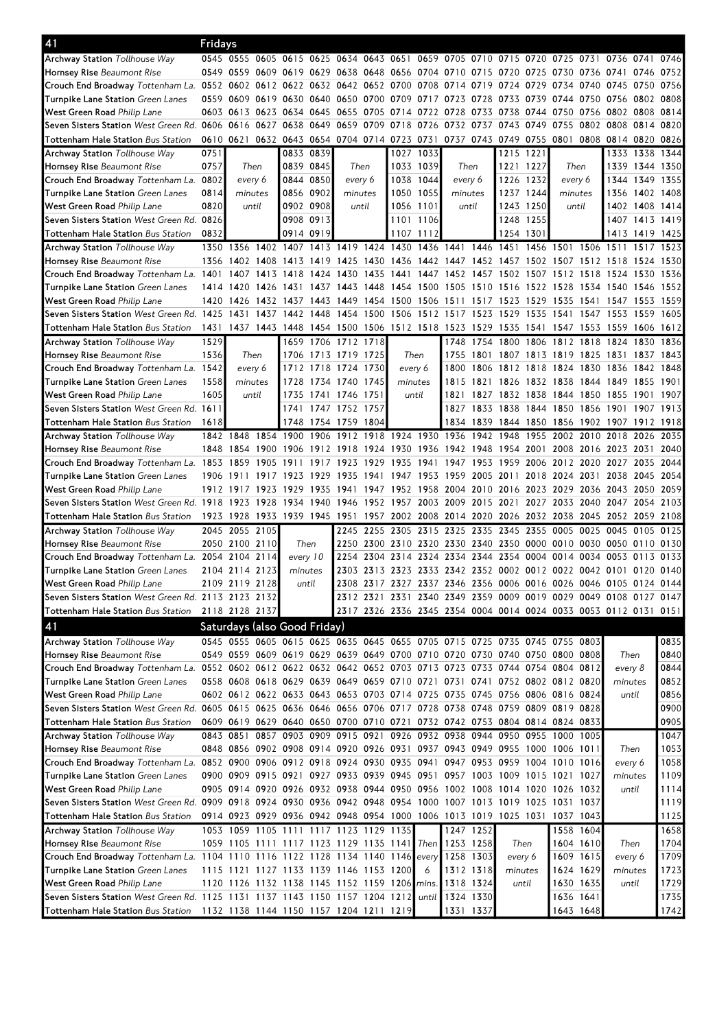## 41 Fridays

| Stop | | | | | | | | | | | | | | | | | | |
|---|---|---|---|---|---|---|---|---|---|---|---|---|---|---|---|---|---|---|
| **Archway Station** *Tollhouse Way* | 0545 | 0555 | 0605 | 0615 | 0625 | 0634 | 0643 | 0651 | 0659 | 0705 | 0710 | 0715 | 0720 | 0725 | 0731 | 0736 | 0741 | 0746 |
| **Hornsey Rise** *Beaumont Rise* | 0549 | 0559 | 0609 | 0619 | 0629 | 0638 | 0648 | 0656 | 0704 | 0710 | 0715 | 0720 | 0725 | 0730 | 0736 | 0741 | 0746 | 0752 |
| **Crouch End Broadway** *Tottenham La.* | 0552 | 0602 | 0612 | 0622 | 0632 | 0642 | 0652 | 0700 | 0708 | 0714 | 0719 | 0724 | 0729 | 0734 | 0740 | 0745 | 0750 | 0756 |
| **Turnpike Lane Station** *Green Lanes* | 0559 | 0609 | 0619 | 0630 | 0640 | 0650 | 0700 | 0709 | 0717 | 0723 | 0728 | 0733 | 0739 | 0744 | 0750 | 0756 | 0802 | 0808 |
| **West Green Road** *Philip Lane* | 0603 | 0613 | 0623 | 0634 | 0645 | 0655 | 0705 | 0714 | 0722 | 0728 | 0733 | 0738 | 0744 | 0750 | 0756 | 0802 | 0808 | 0814 |
| **Seven Sisters Station** *West Green Rd.* | 0606 | 0616 | 0627 | 0638 | 0649 | 0659 | 0709 | 0718 | 0726 | 0732 | 0737 | 0743 | 0749 | 0755 | 0802 | 0808 | 0814 | 0820 |
| **Tottenham Hale Station** *Bus Station* | 0610 | 0621 | 0632 | 0643 | 0654 | 0704 | 0714 | 0723 | 0731 | 0737 | 0743 | 0749 | 0755 | 0801 | 0808 | 0814 | 0820 | 0826 |

| Stop | | | | | | | | | | | | | | | |
|---|---|---|---|---|---|---|---|---|---|---|---|---|---|---|---|
| **Archway Station** *Tollhouse Way* | 0751 | Then every 6 minutes until | 0833 | 0839 | Then every 6 minutes until | 1027 | 1033 | Then every 6 minutes until | 1215 | 1221 | Then every 6 minutes until | 1333 | 1338 | 1344 |
| **Hornsey Rise** *Beaumont Rise* | 0757 | | 0839 | 0845 | | 1033 | 1039 | | 1221 | 1227 | | 1339 | 1344 | 1350 |
| **Crouch End Broadway** *Tottenham La.* | 0802 | | 0844 | 0850 | | 1038 | 1044 | | 1226 | 1232 | | 1344 | 1349 | 1355 |
| **Turnpike Lane Station** *Green Lanes* | 0814 | | 0856 | 0902 | | 1050 | 1055 | | 1237 | 1244 | | 1356 | 1402 | 1408 |
| **West Green Road** *Philip Lane* | 0820 | | 0902 | 0908 | | 1056 | 1101 | | 1243 | 1250 | | 1402 | 1408 | 1414 |
| **Seven Sisters Station** *West Green Rd.* | 0826 | | 0908 | 0913 | | 1101 | 1106 | | 1248 | 1255 | | 1407 | 1413 | 1419 |
| **Tottenham Hale Station** *Bus Station* | 0832 | | 0914 | 0919 | | 1107 | 1112 | | 1254 | 1301 | | 1413 | 1419 | 1425 |

| Stop | | | | | | | | | | | | | | | | | | |
|---|---|---|---|---|---|---|---|---|---|---|---|---|---|---|---|---|---|---|
| **Archway Station** *Tollhouse Way* | 1350 | 1356 | 1402 | 1407 | 1413 | 1419 | 1424 | 1430 | 1436 | 1441 | 1446 | 1451 | 1456 | 1501 | 1506 | 1511 | 1517 | 1523 |
| **Hornsey Rise** *Beaumont Rise* | 1356 | 1402 | 1408 | 1413 | 1419 | 1425 | 1430 | 1436 | 1442 | 1447 | 1452 | 1457 | 1502 | 1507 | 1512 | 1518 | 1524 | 1530 |
| **Crouch End Broadway** *Tottenham La.* | 1401 | 1407 | 1413 | 1418 | 1424 | 1430 | 1435 | 1441 | 1447 | 1452 | 1457 | 1502 | 1507 | 1512 | 1518 | 1524 | 1530 | 1536 |
| **Turnpike Lane Station** *Green Lanes* | 1414 | 1420 | 1426 | 1431 | 1437 | 1443 | 1448 | 1454 | 1500 | 1505 | 1510 | 1516 | 1522 | 1528 | 1534 | 1540 | 1546 | 1552 |
| **West Green Road** *Philip Lane* | 1420 | 1426 | 1432 | 1437 | 1443 | 1449 | 1454 | 1500 | 1506 | 1511 | 1517 | 1523 | 1529 | 1535 | 1541 | 1547 | 1553 | 1559 |
| **Seven Sisters Station** *West Green Rd.* | 1425 | 1431 | 1437 | 1442 | 1448 | 1454 | 1500 | 1506 | 1512 | 1517 | 1523 | 1529 | 1535 | 1541 | 1547 | 1553 | 1559 | 1605 |
| **Tottenham Hale Station** *Bus Station* | 1431 | 1437 | 1443 | 1448 | 1454 | 1500 | 1506 | 1512 | 1518 | 1523 | 1529 | 1535 | 1541 | 1547 | 1553 | 1559 | 1606 | 1612 |

| Stop | | | | | | | | | | | | | | | | |
|---|---|---|---|---|---|---|---|---|---|---|---|---|---|---|---|---|
| **Archway Station** *Tollhouse Way* | 1529 | Then every 6 minutes until | 1659 | 1706 | 1712 | 1718 | Then every 6 minutes until | 1748 | 1754 | 1800 | 1806 | 1812 | 1818 | 1824 | 1830 | 1836 |
| **Hornsey Rise** *Beaumont Rise* | 1536 | | 1706 | 1713 | 1719 | 1725 | | 1755 | 1801 | 1807 | 1813 | 1819 | 1825 | 1831 | 1837 | 1843 |
| **Crouch End Broadway** *Tottenham La.* | 1542 | | 1712 | 1718 | 1724 | 1730 | | 1800 | 1806 | 1812 | 1818 | 1824 | 1830 | 1836 | 1842 | 1848 |
| **Turnpike Lane Station** *Green Lanes* | 1558 | | 1728 | 1734 | 1740 | 1745 | | 1815 | 1821 | 1826 | 1832 | 1838 | 1844 | 1849 | 1855 | 1901 |
| **West Green Road** *Philip Lane* | 1605 | | 1735 | 1741 | 1746 | 1751 | | 1821 | 1827 | 1832 | 1838 | 1844 | 1850 | 1855 | 1901 | 1907 |
| **Seven Sisters Station** *West Green Rd.* | 1611 | | 1741 | 1747 | 1752 | 1757 | | 1827 | 1833 | 1838 | 1844 | 1850 | 1856 | 1901 | 1907 | 1913 |
| **Tottenham Hale Station** *Bus Station* | 1618 | | 1748 | 1754 | 1759 | 1804 | | 1834 | 1839 | 1844 | 1850 | 1856 | 1902 | 1907 | 1912 | 1918 |

| Stop | | | | | | | | | | | | | | | | | | |
|---|---|---|---|---|---|---|---|---|---|---|---|---|---|---|---|---|---|---|
| **Archway Station** *Tollhouse Way* | 1842 | 1848 | 1854 | 1900 | 1906 | 1912 | 1918 | 1924 | 1930 | 1936 | 1942 | 1948 | 1955 | 2002 | 2010 | 2018 | 2026 | 2035 |
| **Hornsey Rise** *Beaumont Rise* | 1848 | 1854 | 1900 | 1906 | 1912 | 1918 | 1924 | 1930 | 1936 | 1942 | 1948 | 1954 | 2001 | 2008 | 2016 | 2023 | 2031 | 2040 |
| **Crouch End Broadway** *Tottenham La.* | 1853 | 1859 | 1905 | 1911 | 1917 | 1923 | 1929 | 1935 | 1941 | 1947 | 1953 | 1959 | 2006 | 2012 | 2020 | 2027 | 2035 | 2044 |
| **Turnpike Lane Station** *Green Lanes* | 1906 | 1911 | 1917 | 1923 | 1929 | 1935 | 1941 | 1947 | 1953 | 1959 | 2005 | 2011 | 2018 | 2024 | 2031 | 2038 | 2045 | 2054 |
| **West Green Road** *Philip Lane* | 1912 | 1917 | 1923 | 1929 | 1935 | 1941 | 1947 | 1952 | 1958 | 2004 | 2010 | 2016 | 2023 | 2029 | 2036 | 2043 | 2050 | 2059 |
| **Seven Sisters Station** *West Green Rd.* | 1918 | 1923 | 1928 | 1934 | 1940 | 1946 | 1952 | 1957 | 2003 | 2009 | 2015 | 2021 | 2027 | 2033 | 2040 | 2047 | 2054 | 2103 |
| **Tottenham Hale Station** *Bus Station* | 1923 | 1928 | 1933 | 1939 | 1945 | 1951 | 1957 | 2002 | 2008 | 2014 | 2020 | 2026 | 2032 | 2038 | 2045 | 2052 | 2059 | 2108 |

| Stop | | | | | | | | | | | | | | | | | |
|---|---|---|---|---|---|---|---|---|---|---|---|---|---|---|---|---|---|
| **Archway Station** *Tollhouse Way* | 2045 | 2055 | 2105 | Then every 10 minutes until | 2245 | 2255 | 2305 | 2315 | 2325 | 2335 | 2345 | 2355 | 0005 | 0025 | 0045 | 0105 | 0125 |
| **Hornsey Rise** *Beaumont Rise* | 2050 | 2100 | 2110 | | 2250 | 2300 | 2310 | 2320 | 2330 | 2340 | 2350 | 0000 | 0010 | 0030 | 0050 | 0110 | 0130 |
| **Crouch End Broadway** *Tottenham La.* | 2054 | 2104 | 2114 | | 2254 | 2304 | 2314 | 2324 | 2334 | 2344 | 2354 | 0004 | 0014 | 0034 | 0053 | 0113 | 0133 |
| **Turnpike Lane Station** *Green Lanes* | 2104 | 2114 | 2123 | | 2303 | 2313 | 2323 | 2333 | 2342 | 2352 | 0002 | 0012 | 0022 | 0042 | 0101 | 0120 | 0140 |
| **West Green Road** *Philip Lane* | 2109 | 2119 | 2128 | | 2308 | 2317 | 2327 | 2337 | 2346 | 2356 | 0006 | 0016 | 0026 | 0046 | 0105 | 0124 | 0144 |
| **Seven Sisters Station** *West Green Rd.* | 2113 | 2123 | 2132 | | 2312 | 2321 | 2331 | 2340 | 2349 | 2359 | 0009 | 0019 | 0029 | 0049 | 0108 | 0127 | 0147 |
| **Tottenham Hale Station** *Bus Station* | 2118 | 2128 | 2137 | | 2317 | 2326 | 2336 | 2345 | 2354 | 0004 | 0014 | 0024 | 0033 | 0053 | 0112 | 0131 | 0151 |

## 41 Saturdays (also Good Friday)

| Stop | | | | | | | | | | | | | | | | | |
|---|---|---|---|---|---|---|---|---|---|---|---|---|---|---|---|---|---|
| **Archway Station** *Tollhouse Way* | 0545 | 0555 | 0605 | 0615 | 0625 | 0635 | 0645 | 0655 | 0705 | 0715 | 0725 | 0735 | 0745 | 0755 | 0803 | Then every 8 minutes until | 0835 |
| **Hornsey Rise** *Beaumont Rise* | 0549 | 0559 | 0609 | 0619 | 0629 | 0639 | 0649 | 0700 | 0710 | 0720 | 0730 | 0740 | 0750 | 0800 | 0808 | | 0840 |
| **Crouch End Broadway** *Tottenham La.* | 0552 | 0602 | 0612 | 0622 | 0632 | 0642 | 0652 | 0703 | 0713 | 0723 | 0733 | 0744 | 0754 | 0804 | 0812 | | 0844 |
| **Turnpike Lane Station** *Green Lanes* | 0558 | 0608 | 0618 | 0629 | 0639 | 0649 | 0659 | 0710 | 0721 | 0731 | 0741 | 0752 | 0802 | 0812 | 0820 | | 0852 |
| **West Green Road** *Philip Lane* | 0602 | 0612 | 0622 | 0633 | 0643 | 0653 | 0703 | 0714 | 0725 | 0735 | 0745 | 0756 | 0806 | 0816 | 0824 | | 0856 |
| **Seven Sisters Station** *West Green Rd.* | 0605 | 0615 | 0625 | 0636 | 0646 | 0656 | 0706 | 0717 | 0728 | 0738 | 0748 | 0759 | 0809 | 0819 | 0828 | | 0900 |
| **Tottenham Hale Station** *Bus Station* | 0609 | 0619 | 0629 | 0640 | 0650 | 0700 | 0710 | 0721 | 0732 | 0742 | 0753 | 0804 | 0814 | 0824 | 0833 | | 0905 |

| Stop | | | | | | | | | | | | | | | | | |
|---|---|---|---|---|---|---|---|---|---|---|---|---|---|---|---|---|---|
| **Archway Station** *Tollhouse Way* | 0843 | 0851 | 0857 | 0903 | 0909 | 0915 | 0921 | 0926 | 0932 | 0938 | 0944 | 0950 | 0955 | 1000 | 1005 | Then every 6 minutes until | 1047 |
| **Hornsey Rise** *Beaumont Rise* | 0848 | 0856 | 0902 | 0908 | 0914 | 0920 | 0926 | 0931 | 0937 | 0943 | 0949 | 0955 | 1000 | 1006 | 1011 | | 1053 |
| **Crouch End Broadway** *Tottenham La.* | 0852 | 0900 | 0906 | 0912 | 0918 | 0924 | 0930 | 0935 | 0941 | 0947 | 0953 | 0959 | 1004 | 1010 | 1016 | | 1058 |
| **Turnpike Lane Station** *Green Lanes* | 0900 | 0909 | 0915 | 0921 | 0927 | 0933 | 0939 | 0945 | 0951 | 0957 | 1003 | 1009 | 1015 | 1021 | 1027 | | 1109 |
| **West Green Road** *Philip Lane* | 0905 | 0914 | 0920 | 0926 | 0932 | 0938 | 0944 | 0950 | 0956 | 1002 | 1008 | 1014 | 1020 | 1026 | 1032 | | 1114 |
| **Seven Sisters Station** *West Green Rd.* | 0909 | 0918 | 0924 | 0930 | 0936 | 0942 | 0948 | 0954 | 1000 | 1007 | 1013 | 1019 | 1025 | 1031 | 1037 | | 1119 |
| **Tottenham Hale Station** *Bus Station* | 0914 | 0923 | 0929 | 0936 | 0942 | 0948 | 0954 | 1000 | 1006 | 1013 | 1019 | 1025 | 1031 | 1037 | 1043 | | 1125 |

| Stop | | | | | | | | | | | | | | | | |
|---|---|---|---|---|---|---|---|---|---|---|---|---|---|---|---|---|
| **Archway Station** *Tollhouse Way* | 1053 | 1059 | 1105 | 1111 | 1117 | 1123 | 1129 | 1135 | Then every 6 mins. until | 1247 | 1252 | Then every 6 minutes until | 1558 | 1604 | Then every 6 minutes until | 1658 |
| **Hornsey Rise** *Beaumont Rise* | 1059 | 1105 | 1111 | 1117 | 1123 | 1129 | 1135 | 1141 | | 1253 | 1258 | | 1604 | 1610 | | 1704 |
| **Crouch End Broadway** *Tottenham La.* | 1104 | 1110 | 1116 | 1122 | 1128 | 1134 | 1140 | 1146 | | 1258 | 1303 | | 1609 | 1615 | | 1709 |
| **Turnpike Lane Station** *Green Lanes* | 1115 | 1121 | 1127 | 1133 | 1139 | 1146 | 1153 | 1200 | | 1312 | 1318 | | 1624 | 1629 | | 1723 |
| **West Green Road** *Philip Lane* | 1120 | 1126 | 1132 | 1138 | 1145 | 1152 | 1159 | 1206 | | 1318 | 1324 | | 1630 | 1635 | | 1729 |
| **Seven Sisters Station** *West Green Rd.* | 1125 | 1131 | 1137 | 1143 | 1150 | 1157 | 1204 | 1212 | | 1324 | 1330 | | 1636 | 1641 | | 1735 |
| **Tottenham Hale Station** *Bus Station* | 1132 | 1138 | 1144 | 1150 | 1157 | 1204 | 1211 | 1219 | | 1331 | 1337 | | 1643 | 1648 | | 1742 |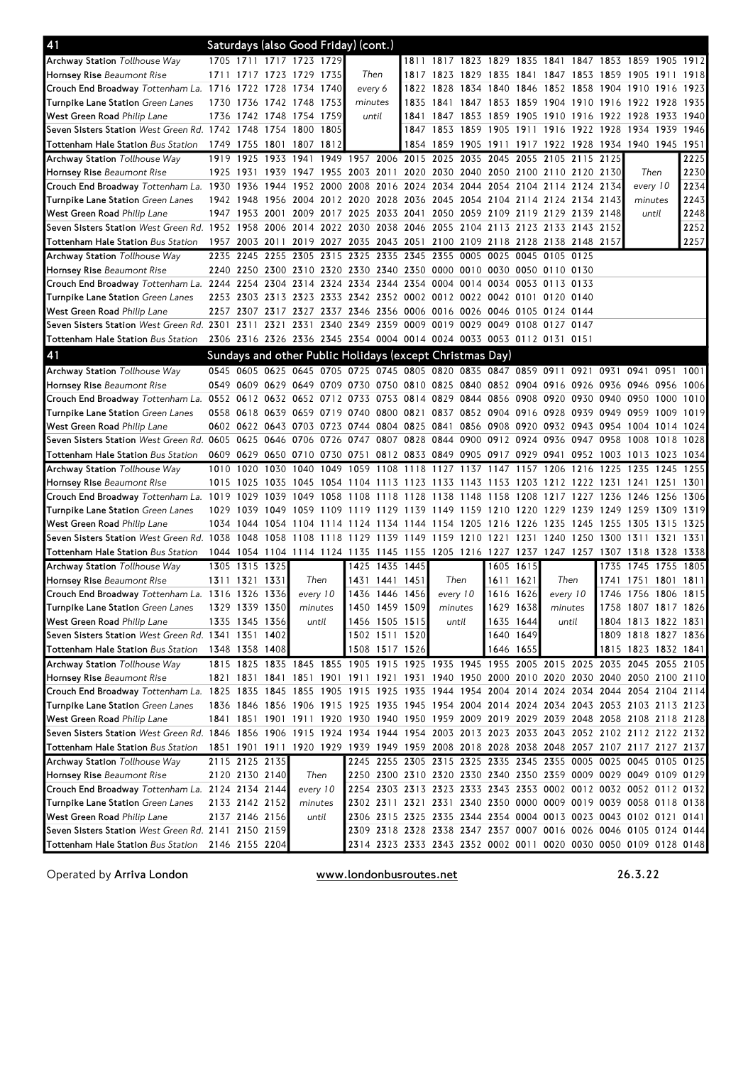## 41 Saturdays (also Good Friday) (cont.)

| | | | | | | | | | | | | | | | | |
|---|---|---|---|---|---|---|---|---|---|---|---|---|---|---|---|---|
| **Archway Station** *Tollhouse Way* | 1705 | 1711 | 1717 | 1723 | 1729 | Then every 6 minutes until | 1811 | 1817 | 1823 | 1829 | 1835 | 1841 | 1847 | 1853 | 1859 | 1905 | 1912 |
| **Hornsey Rise** *Beaumont Rise* | 1711 | 1717 | 1723 | 1729 | 1735 | | 1817 | 1823 | 1829 | 1835 | 1841 | 1847 | 1853 | 1859 | 1905 | 1911 | 1918 |
| **Crouch End Broadway** *Tottenham La.* | 1716 | 1722 | 1728 | 1734 | 1740 | | 1822 | 1828 | 1834 | 1840 | 1846 | 1852 | 1858 | 1904 | 1910 | 1916 | 1923 |
| **Turnpike Lane Station** *Green Lanes* | 1730 | 1736 | 1742 | 1748 | 1753 | | 1835 | 1841 | 1847 | 1853 | 1859 | 1904 | 1910 | 1916 | 1922 | 1928 | 1935 |
| **West Green Road** *Philip Lane* | 1736 | 1742 | 1748 | 1754 | 1759 | | 1841 | 1847 | 1853 | 1859 | 1905 | 1910 | 1916 | 1922 | 1928 | 1933 | 1940 |
| **Seven Sisters Station** *West Green Rd.* | 1742 | 1748 | 1754 | 1800 | 1805 | | 1847 | 1853 | 1859 | 1905 | 1911 | 1916 | 1922 | 1928 | 1934 | 1939 | 1946 |
| **Tottenham Hale Station** *Bus Station* | 1749 | 1755 | 1801 | 1807 | 1812 | | 1854 | 1859 | 1905 | 1911 | 1917 | 1922 | 1928 | 1934 | 1940 | 1945 | 1951 |

| | | | | | | | | | | | | | | | | | |
|---|---|---|---|---|---|---|---|---|---|---|---|---|---|---|---|---|---|
| **Archway Station** *Tollhouse Way* | 1919 | 1925 | 1933 | 1941 | 1949 | 1957 | 2006 | 2015 | 2025 | 2035 | 2045 | 2055 | 2105 | 2115 | 2125 | Then every 10 minutes until | 2225 |
| **Hornsey Rise** *Beaumont Rise* | 1925 | 1931 | 1939 | 1947 | 1955 | 2003 | 2011 | 2020 | 2030 | 2040 | 2050 | 2100 | 2110 | 2120 | 2130 | | 2230 |
| **Crouch End Broadway** *Tottenham La.* | 1930 | 1936 | 1944 | 1952 | 2000 | 2008 | 2016 | 2024 | 2034 | 2044 | 2054 | 2104 | 2114 | 2124 | 2134 | | 2234 |
| **Turnpike Lane Station** *Green Lanes* | 1942 | 1948 | 1956 | 2004 | 2012 | 2020 | 2028 | 2036 | 2045 | 2054 | 2104 | 2114 | 2124 | 2134 | 2143 | | 2243 |
| **West Green Road** *Philip Lane* | 1947 | 1953 | 2001 | 2009 | 2017 | 2025 | 2033 | 2041 | 2050 | 2059 | 2109 | 2119 | 2129 | 2139 | 2148 | | 2248 |
| **Seven Sisters Station** *West Green Rd.* | 1952 | 1958 | 2006 | 2014 | 2022 | 2030 | 2038 | 2046 | 2055 | 2104 | 2113 | 2123 | 2133 | 2143 | 2152 | | 2252 |
| **Tottenham Hale Station** *Bus Station* | 1957 | 2003 | 2011 | 2019 | 2027 | 2035 | 2043 | 2051 | 2100 | 2109 | 2118 | 2128 | 2138 | 2148 | 2157 | | 2257 |

| | | | | | | | | | | | | | | |
|---|---|---|---|---|---|---|---|---|---|---|---|---|---|---|
| **Archway Station** *Tollhouse Way* | 2235 | 2245 | 2255 | 2305 | 2315 | 2325 | 2335 | 2345 | 2355 | 0005 | 0025 | 0045 | 0105 | 0125 |
| **Hornsey Rise** *Beaumont Rise* | 2240 | 2250 | 2300 | 2310 | 2320 | 2330 | 2340 | 2350 | 0000 | 0010 | 0030 | 0050 | 0110 | 0130 |
| **Crouch End Broadway** *Tottenham La.* | 2244 | 2254 | 2304 | 2314 | 2324 | 2334 | 2344 | 2354 | 0004 | 0014 | 0034 | 0053 | 0113 | 0133 |
| **Turnpike Lane Station** *Green Lanes* | 2253 | 2303 | 2313 | 2323 | 2333 | 2342 | 2352 | 0002 | 0012 | 0022 | 0042 | 0101 | 0120 | 0140 |
| **West Green Road** *Philip Lane* | 2257 | 2307 | 2317 | 2327 | 2337 | 2346 | 2356 | 0006 | 0016 | 0026 | 0046 | 0105 | 0124 | 0144 |
| **Seven Sisters Station** *West Green Rd.* | 2301 | 2311 | 2321 | 2331 | 2340 | 2349 | 2359 | 0009 | 0019 | 0029 | 0049 | 0108 | 0127 | 0147 |
| **Tottenham Hale Station** *Bus Station* | 2306 | 2316 | 2326 | 2336 | 2345 | 2354 | 0004 | 0014 | 0024 | 0033 | 0053 | 0112 | 0131 | 0151 |

## 41 Sundays and other Public Holidays (except Christmas Day)

| | | | | | | | | | | | | | | | | | | |
|---|---|---|---|---|---|---|---|---|---|---|---|---|---|---|---|---|---|---|
| **Archway Station** *Tollhouse Way* | 0545 | 0605 | 0625 | 0645 | 0705 | 0725 | 0745 | 0805 | 0820 | 0835 | 0847 | 0859 | 0911 | 0921 | 0931 | 0941 | 0951 | 1001 |
| **Hornsey Rise** *Beaumont Rise* | 0549 | 0609 | 0629 | 0649 | 0709 | 0730 | 0750 | 0810 | 0825 | 0840 | 0852 | 0904 | 0916 | 0926 | 0936 | 0946 | 0956 | 1006 |
| **Crouch End Broadway** *Tottenham La.* | 0552 | 0612 | 0632 | 0652 | 0712 | 0733 | 0753 | 0814 | 0829 | 0844 | 0856 | 0908 | 0920 | 0930 | 0940 | 0950 | 1000 | 1010 |
| **Turnpike Lane Station** *Green Lanes* | 0558 | 0618 | 0639 | 0659 | 0719 | 0740 | 0800 | 0821 | 0837 | 0852 | 0904 | 0916 | 0928 | 0939 | 0949 | 0959 | 1009 | 1019 |
| **West Green Road** *Philip Lane* | 0602 | 0622 | 0643 | 0703 | 0723 | 0744 | 0804 | 0825 | 0841 | 0856 | 0908 | 0920 | 0932 | 0943 | 0954 | 1004 | 1014 | 1024 |
| **Seven Sisters Station** *West Green Rd.* | 0605 | 0625 | 0646 | 0706 | 0726 | 0747 | 0807 | 0828 | 0844 | 0900 | 0912 | 0924 | 0936 | 0947 | 0958 | 1008 | 1018 | 1028 |
| **Tottenham Hale Station** *Bus Station* | 0609 | 0629 | 0650 | 0710 | 0730 | 0751 | 0812 | 0833 | 0849 | 0905 | 0917 | 0929 | 0941 | 0952 | 1003 | 1013 | 1023 | 1034 |

| | | | | | | | | | | | | | | | | | | |
|---|---|---|---|---|---|---|---|---|---|---|---|---|---|---|---|---|---|---|
| **Archway Station** *Tollhouse Way* | 1010 | 1020 | 1030 | 1040 | 1049 | 1059 | 1108 | 1118 | 1127 | 1137 | 1147 | 1157 | 1206 | 1216 | 1225 | 1235 | 1245 | 1255 |
| **Hornsey Rise** *Beaumont Rise* | 1015 | 1025 | 1035 | 1045 | 1054 | 1104 | 1113 | 1123 | 1133 | 1143 | 1153 | 1203 | 1212 | 1222 | 1231 | 1241 | 1251 | 1301 |
| **Crouch End Broadway** *Tottenham La.* | 1019 | 1029 | 1039 | 1049 | 1058 | 1108 | 1118 | 1128 | 1138 | 1148 | 1158 | 1208 | 1217 | 1227 | 1236 | 1246 | 1256 | 1306 |
| **Turnpike Lane Station** *Green Lanes* | 1029 | 1039 | 1049 | 1059 | 1109 | 1119 | 1129 | 1139 | 1149 | 1159 | 1210 | 1220 | 1229 | 1239 | 1249 | 1259 | 1309 | 1319 |
| **West Green Road** *Philip Lane* | 1034 | 1044 | 1054 | 1104 | 1114 | 1124 | 1134 | 1144 | 1154 | 1205 | 1216 | 1226 | 1235 | 1245 | 1255 | 1305 | 1315 | 1325 |
| **Seven Sisters Station** *West Green Rd.* | 1038 | 1048 | 1058 | 1108 | 1118 | 1129 | 1139 | 1149 | 1159 | 1210 | 1221 | 1231 | 1240 | 1250 | 1300 | 1311 | 1321 | 1331 |
| **Tottenham Hale Station** *Bus Station* | 1044 | 1054 | 1104 | 1114 | 1124 | 1135 | 1145 | 1155 | 1205 | 1216 | 1227 | 1237 | 1247 | 1257 | 1307 | 1318 | 1328 | 1338 |

| | | | | | | | | | | | | | | | |
|---|---|---|---|---|---|---|---|---|---|---|---|---|---|---|---|
| **Archway Station** *Tollhouse Way* | 1305 | 1315 | 1325 | Then every 10 minutes until | 1425 | 1435 | 1445 | Then every 10 minutes until | 1605 | 1615 | Then every 10 minutes until | 1735 | 1745 | 1755 | 1805 |
| **Hornsey Rise** *Beaumont Rise* | 1311 | 1321 | 1331 | | 1431 | 1441 | 1451 | | 1611 | 1621 | | 1741 | 1751 | 1801 | 1811 |
| **Crouch End Broadway** *Tottenham La.* | 1316 | 1326 | 1336 | | 1436 | 1446 | 1456 | | 1616 | 1626 | | 1746 | 1756 | 1806 | 1815 |
| **Turnpike Lane Station** *Green Lanes* | 1329 | 1339 | 1350 | | 1450 | 1459 | 1509 | | 1629 | 1638 | | 1758 | 1807 | 1817 | 1826 |
| **West Green Road** *Philip Lane* | 1335 | 1345 | 1356 | | 1456 | 1505 | 1515 | | 1635 | 1644 | | 1804 | 1813 | 1822 | 1831 |
| **Seven Sisters Station** *West Green Rd.* | 1341 | 1351 | 1402 | | 1502 | 1511 | 1520 | | 1640 | 1649 | | 1809 | 1818 | 1827 | 1836 |
| **Tottenham Hale Station** *Bus Station* | 1348 | 1358 | 1408 | | 1508 | 1517 | 1526 | | 1646 | 1655 | | 1815 | 1823 | 1832 | 1841 |

| | | | | | | | | | | | | | | | | | | |
|---|---|---|---|---|---|---|---|---|---|---|---|---|---|---|---|---|---|---|
| **Archway Station** *Tollhouse Way* | 1815 | 1825 | 1835 | 1845 | 1855 | 1905 | 1915 | 1925 | 1935 | 1945 | 1955 | 2005 | 2015 | 2025 | 2035 | 2045 | 2055 | 2105 |
| **Hornsey Rise** *Beaumont Rise* | 1821 | 1831 | 1841 | 1851 | 1901 | 1911 | 1921 | 1931 | 1940 | 1950 | 2000 | 2010 | 2020 | 2030 | 2040 | 2050 | 2100 | 2110 |
| **Crouch End Broadway** *Tottenham La.* | 1825 | 1835 | 1845 | 1855 | 1905 | 1915 | 1925 | 1935 | 1944 | 1954 | 2004 | 2014 | 2024 | 2034 | 2044 | 2054 | 2104 | 2114 |
| **Turnpike Lane Station** *Green Lanes* | 1836 | 1846 | 1856 | 1906 | 1915 | 1925 | 1935 | 1945 | 1954 | 2004 | 2014 | 2024 | 2034 | 2043 | 2053 | 2103 | 2113 | 2123 |
| **West Green Road** *Philip Lane* | 1841 | 1851 | 1901 | 1911 | 1920 | 1930 | 1940 | 1950 | 1959 | 2009 | 2019 | 2029 | 2039 | 2048 | 2058 | 2108 | 2118 | 2128 |
| **Seven Sisters Station** *West Green Rd.* | 1846 | 1856 | 1906 | 1915 | 1924 | 1934 | 1944 | 1954 | 2003 | 2013 | 2023 | 2033 | 2043 | 2052 | 2102 | 2112 | 2122 | 2132 |
| **Tottenham Hale Station** *Bus Station* | 1851 | 1901 | 1911 | 1920 | 1929 | 1939 | 1949 | 1959 | 2008 | 2018 | 2028 | 2038 | 2048 | 2057 | 2107 | 2117 | 2127 | 2137 |

| | | | | | | | | | | | | | | | | | |
|---|---|---|---|---|---|---|---|---|---|---|---|---|---|---|---|---|---|
| **Archway Station** *Tollhouse Way* | 2115 | 2125 | 2135 | Then every 10 minutes until | 2245 | 2255 | 2305 | 2315 | 2325 | 2335 | 2345 | 2355 | 0005 | 0025 | 0045 | 0105 | 0125 |
| **Hornsey Rise** *Beaumont Rise* | 2120 | 2130 | 2140 | | 2250 | 2300 | 2310 | 2320 | 2330 | 2340 | 2350 | 2359 | 0009 | 0029 | 0049 | 0109 | 0129 |
| **Crouch End Broadway** *Tottenham La.* | 2124 | 2134 | 2144 | | 2254 | 2303 | 2313 | 2323 | 2333 | 2343 | 2353 | 0002 | 0012 | 0032 | 0052 | 0112 | 0132 |
| **Turnpike Lane Station** *Green Lanes* | 2133 | 2142 | 2152 | | 2302 | 2311 | 2321 | 2331 | 2340 | 2350 | 0000 | 0009 | 0019 | 0039 | 0058 | 0118 | 0138 |
| **West Green Road** *Philip Lane* | 2137 | 2146 | 2156 | | 2306 | 2315 | 2325 | 2335 | 2344 | 2354 | 0004 | 0013 | 0023 | 0043 | 0102 | 0121 | 0141 |
| **Seven Sisters Station** *West Green Rd.* | 2141 | 2150 | 2159 | | 2309 | 2318 | 2328 | 2338 | 2347 | 2357 | 0007 | 0016 | 0026 | 0046 | 0105 | 0124 | 0144 |
| **Tottenham Hale Station** *Bus Station* | 2146 | 2155 | 2204 | | 2314 | 2323 | 2333 | 2343 | 2352 | 0002 | 0011 | 0020 | 0030 | 0050 | 0109 | 0128 | 0148 |

Operated by **Arriva London** www.londonbusroutes.net 26.3.22